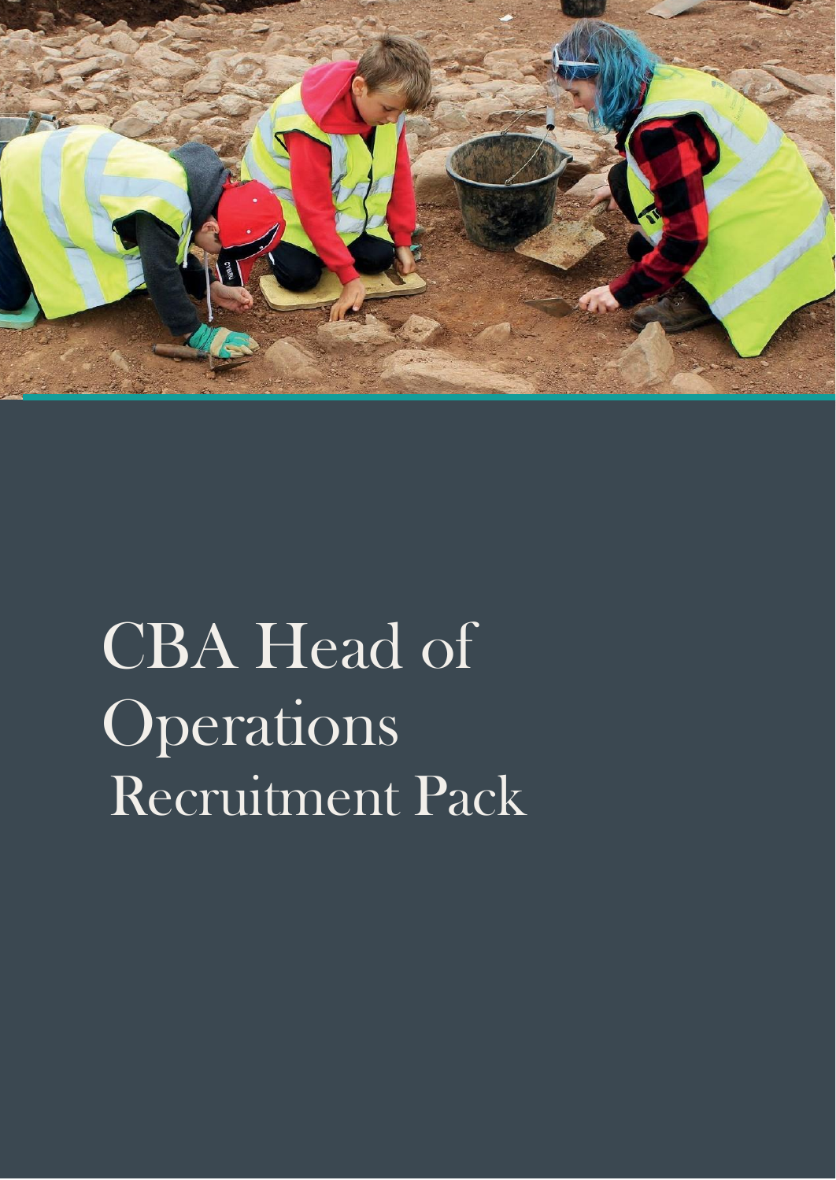# CBA Head of Operations Recruitment Pack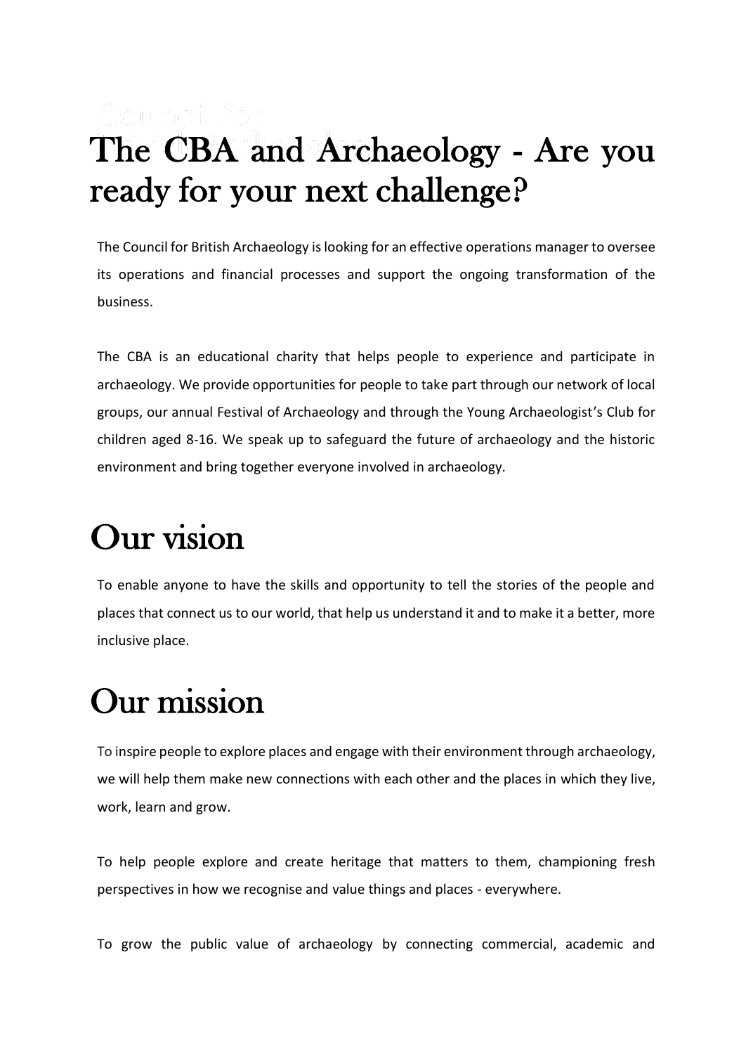# The CBA and Archaeology - Are you ready for your next challenge?

The Council for British Archaeology is looking for an effective operations manager to oversee its operations and financial processes and support the ongoing transformation of the business.

The CBA is an educational charity that helps people to experience and participate in archaeology. We provide opportunities for people to take part through our network of local groups, our annual Festival of Archaeology and through the Young Archaeologist's Club for children aged 8-16. We speak up to safeguard the future of archaeology and the historic environment and bring together everyone involved in archaeology.

# Our vision

To enable anyone to have the skills and opportunity to tell the stories of the people and places that connect us to our world, that help us understand it and to make it a better, more inclusive place.

# Our mission

To inspire people to explore places and engage with their environment through archaeology, we will help them make new connections with each other and the places in which they live, work, learn and grow.

To help people explore and create heritage that matters to them, championing fresh perspectives in how we recognise and value things and places - everywhere.

To grow the public value of archaeology by connecting commercial, academic and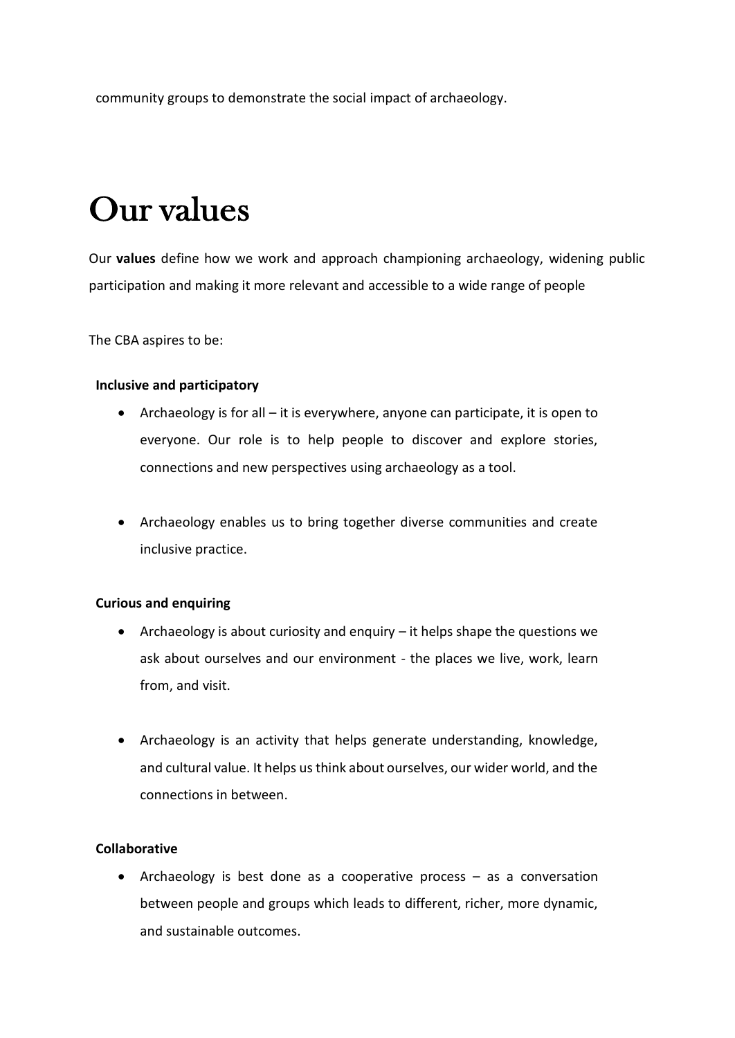community groups to demonstrate the social impact of archaeology.

# Our values

Our **values** define how we work and approach championing archaeology, widening public participation and making it more relevant and accessible to a wide range of people

The CBA aspires to be:

**Inclusive and participatory**

- Archaeology is for all – it is everywhere, anyone can participate, it is open to everyone. Our role is to help people to discover and explore stories, connections and new perspectives using archaeology as a tool.

- Archaeology enables us to bring together diverse communities and create inclusive practice.

**Curious and enquiring**

- Archaeology is about curiosity and enquiry – it helps shape the questions we ask about ourselves and our environment - the places we live, work, learn from, and visit.

- Archaeology is an activity that helps generate understanding, knowledge, and cultural value. It helps us think about ourselves, our wider world, and the connections in between.

**Collaborative**

- Archaeology is best done as a cooperative process – as a conversation between people and groups which leads to different, richer, more dynamic, and sustainable outcomes.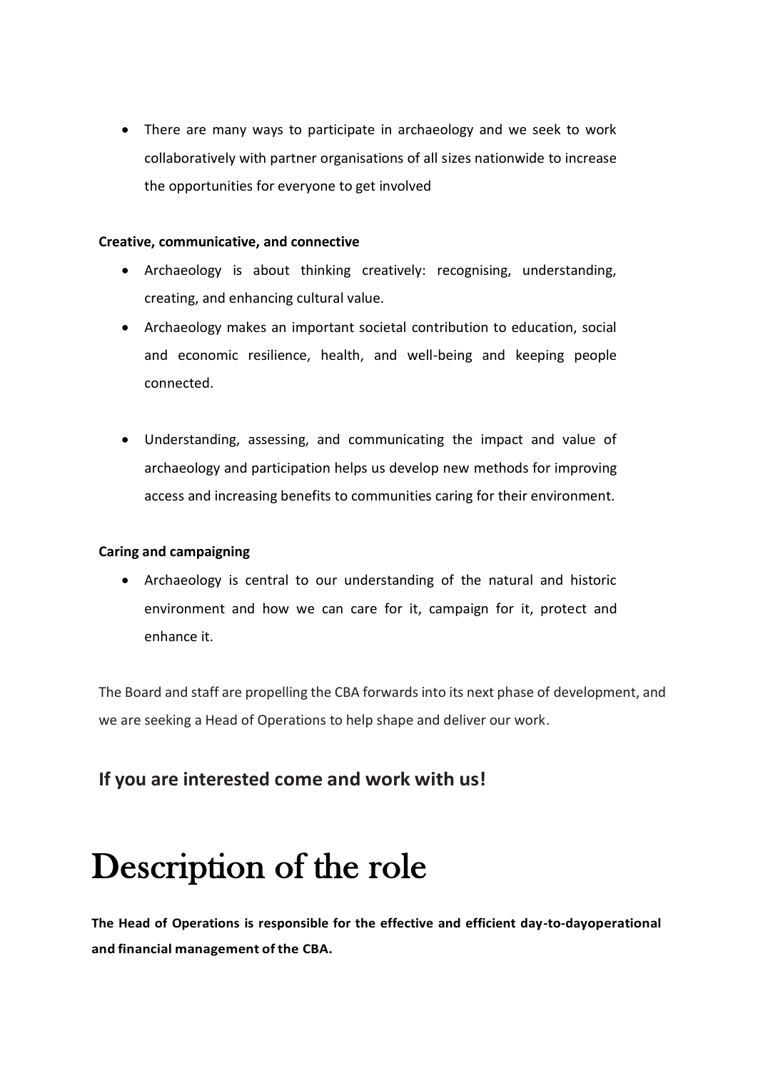- There are many ways to participate in archaeology and we seek to work collaboratively with partner organisations of all sizes nationwide to increase the opportunities for everyone to get involved

**Creative, communicative, and connective**

- Archaeology is about thinking creatively: recognising, understanding, creating, and enhancing cultural value.
- Archaeology makes an important societal contribution to education, social and economic resilience, health, and well-being and keeping people connected.
- Understanding, assessing, and communicating the impact and value of archaeology and participation helps us develop new methods for improving access and increasing benefits to communities caring for their environment.

**Caring and campaigning**

- Archaeology is central to our understanding of the natural and historic environment and how we can care for it, campaign for it, protect and enhance it.

The Board and staff are propelling the CBA forwards into its next phase of development, and we are seeking a Head of Operations to help shape and deliver our work.

## If you are interested come and work with us!

# Description of the role

**The Head of Operations is responsible for the effective and efficient day-to-dayoperational and financial management of the CBA.**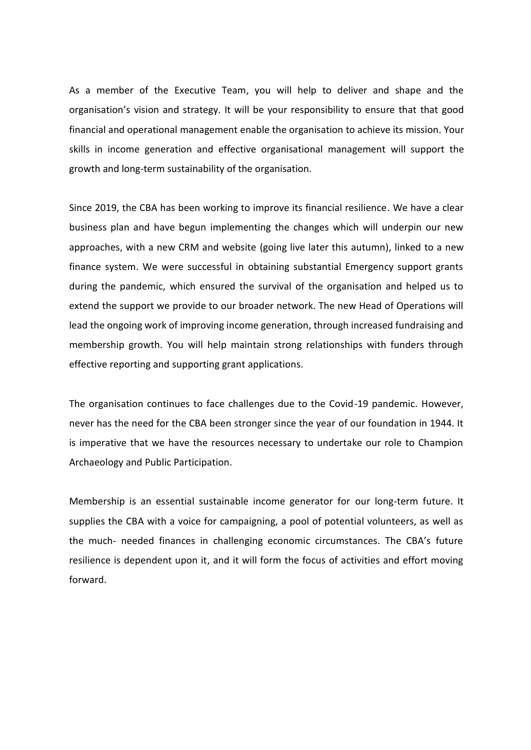As a member of the Executive Team, you will help to deliver and shape and the organisation's vision and strategy. It will be your responsibility to ensure that that good financial and operational management enable the organisation to achieve its mission. Your skills in income generation and effective organisational management will support the growth and long-term sustainability of the organisation.

Since 2019, the CBA has been working to improve its financial resilience. We have a clear business plan and have begun implementing the changes which will underpin our new approaches, with a new CRM and website (going live later this autumn), linked to a new finance system. We were successful in obtaining substantial Emergency support grants during the pandemic, which ensured the survival of the organisation and helped us to extend the support we provide to our broader network. The new Head of Operations will lead the ongoing work of improving income generation, through increased fundraising and membership growth. You will help maintain strong relationships with funders through effective reporting and supporting grant applications.

The organisation continues to face challenges due to the Covid-19 pandemic. However, never has the need for the CBA been stronger since the year of our foundation in 1944. It is imperative that we have the resources necessary to undertake our role to Champion Archaeology and Public Participation.

Membership is an essential sustainable income generator for our long-term future. It supplies the CBA with a voice for campaigning, a pool of potential volunteers, as well as the much- needed finances in challenging economic circumstances. The CBA's future resilience is dependent upon it, and it will form the focus of activities and effort moving forward.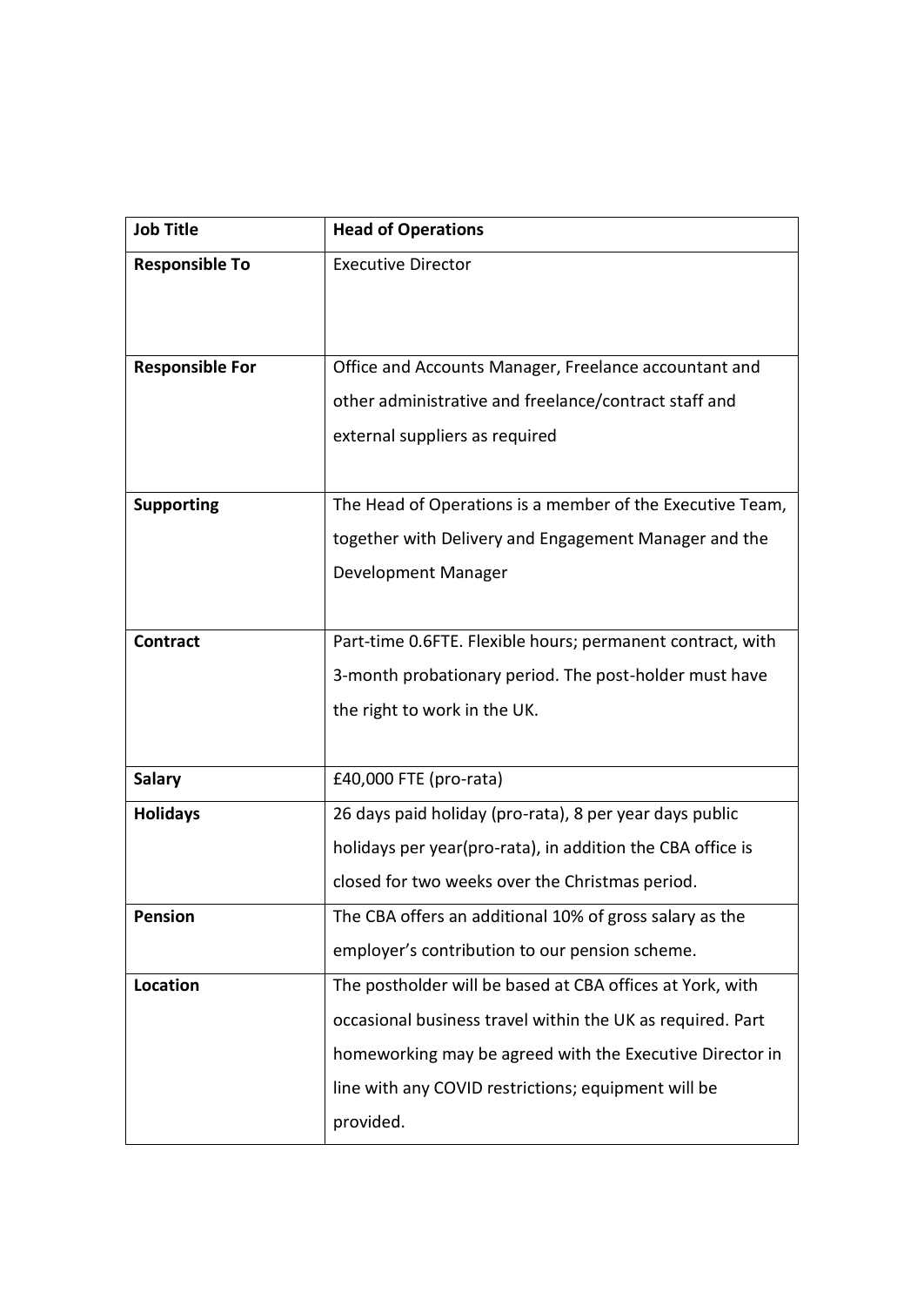| **Job Title** | **Head of Operations** |
|---|---|
| **Responsible To** | Executive Director |
| **Responsible For** | Office and Accounts Manager, Freelance accountant and other administrative and freelance/contract staff and external suppliers as required |
| **Supporting** | The Head of Operations is a member of the Executive Team, together with Delivery and Engagement Manager and the Development Manager |
| **Contract** | Part-time 0.6FTE. Flexible hours; permanent contract, with 3-month probationary period. The post-holder must have the right to work in the UK. |
| **Salary** | £40,000 FTE (pro-rata) |
| **Holidays** | 26 days paid holiday (pro-rata), 8 per year days public holidays per year(pro-rata), in addition the CBA office is closed for two weeks over the Christmas period. |
| **Pension** | The CBA offers an additional 10% of gross salary as the employer's contribution to our pension scheme. |
| **Location** | The postholder will be based at CBA offices at York, with occasional business travel within the UK as required. Part homeworking may be agreed with the Executive Director in line with any COVID restrictions; equipment will be provided. |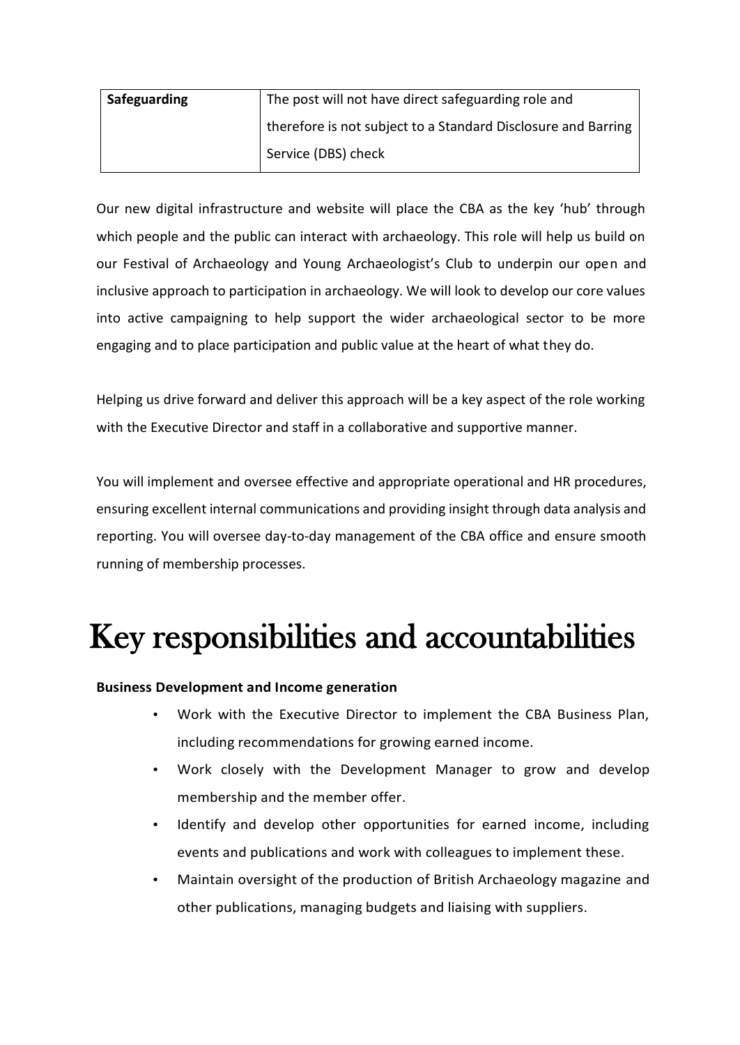| Safeguarding | The post will not have direct safeguarding role and therefore is not subject to a Standard Disclosure and Barring Service (DBS) check |
|---|---|

Our new digital infrastructure and website will place the CBA as the key 'hub' through which people and the public can interact with archaeology. This role will help us build on our Festival of Archaeology and Young Archaeologist's Club to underpin our open and inclusive approach to participation in archaeology. We will look to develop our core values into active campaigning to help support the wider archaeological sector to be more engaging and to place participation and public value at the heart of what they do.

Helping us drive forward and deliver this approach will be a key aspect of the role working with the Executive Director and staff in a collaborative and supportive manner.

You will implement and oversee effective and appropriate operational and HR procedures, ensuring excellent internal communications and providing insight through data analysis and reporting. You will oversee day-to-day management of the CBA office and ensure smooth running of membership processes.

# Key responsibilities and accountabilities

**Business Development and Income generation**

- Work with the Executive Director to implement the CBA Business Plan, including recommendations for growing earned income.
- Work closely with the Development Manager to grow and develop membership and the member offer.
- Identify and develop other opportunities for earned income, including events and publications and work with colleagues to implement these.
- Maintain oversight of the production of British Archaeology magazine and other publications, managing budgets and liaising with suppliers.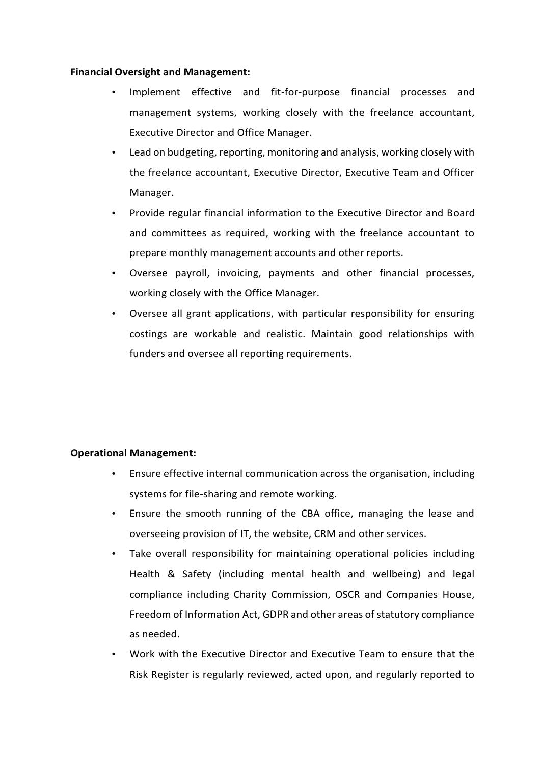**Financial Oversight and Management:**

- Implement effective and fit-for-purpose financial processes and management systems, working closely with the freelance accountant, Executive Director and Office Manager.
- Lead on budgeting, reporting, monitoring and analysis, working closely with the freelance accountant, Executive Director, Executive Team and Officer Manager.
- Provide regular financial information to the Executive Director and Board and committees as required, working with the freelance accountant to prepare monthly management accounts and other reports.
- Oversee payroll, invoicing, payments and other financial processes, working closely with the Office Manager.
- Oversee all grant applications, with particular responsibility for ensuring costings are workable and realistic. Maintain good relationships with funders and oversee all reporting requirements.

**Operational Management:**

- Ensure effective internal communication across the organisation, including systems for file-sharing and remote working.
- Ensure the smooth running of the CBA office, managing the lease and overseeing provision of IT, the website, CRM and other services.
- Take overall responsibility for maintaining operational policies including Health & Safety (including mental health and wellbeing) and legal compliance including Charity Commission, OSCR and Companies House, Freedom of Information Act, GDPR and other areas of statutory compliance as needed.
- Work with the Executive Director and Executive Team to ensure that the Risk Register is regularly reviewed, acted upon, and regularly reported to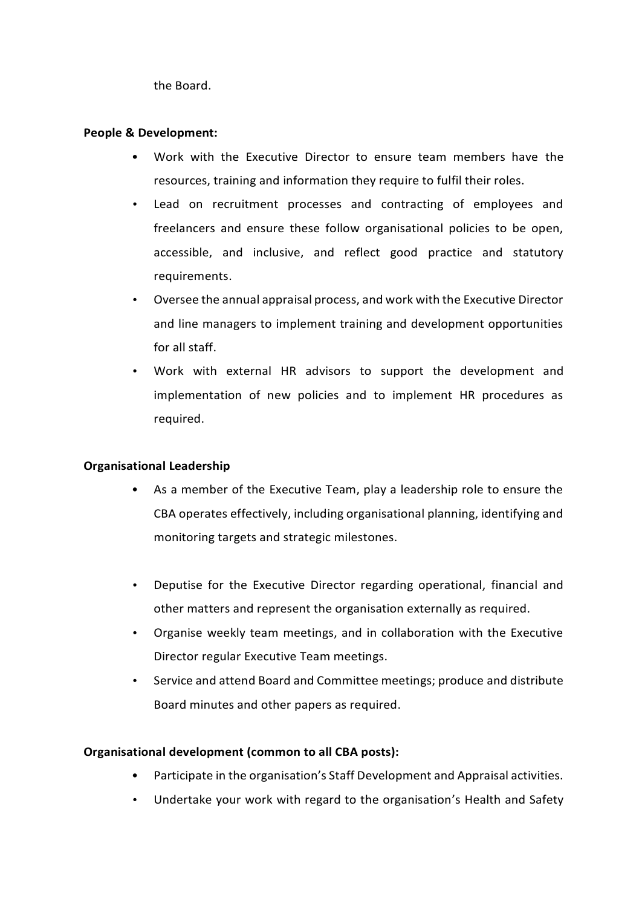the Board.

**People & Development:**

- Work with the Executive Director to ensure team members have the resources, training and information they require to fulfil their roles.
- Lead on recruitment processes and contracting of employees and freelancers and ensure these follow organisational policies to be open, accessible, and inclusive, and reflect good practice and statutory requirements.
- Oversee the annual appraisal process, and work with the Executive Director and line managers to implement training and development opportunities for all staff.
- Work with external HR advisors to support the development and implementation of new policies and to implement HR procedures as required.

**Organisational Leadership**

- As a member of the Executive Team, play a leadership role to ensure the CBA operates effectively, including organisational planning, identifying and monitoring targets and strategic milestones.
- Deputise for the Executive Director regarding operational, financial and other matters and represent the organisation externally as required.
- Organise weekly team meetings, and in collaboration with the Executive Director regular Executive Team meetings.
- Service and attend Board and Committee meetings; produce and distribute Board minutes and other papers as required.

**Organisational development (common to all CBA posts):**

- Participate in the organisation's Staff Development and Appraisal activities.
- Undertake your work with regard to the organisation's Health and Safety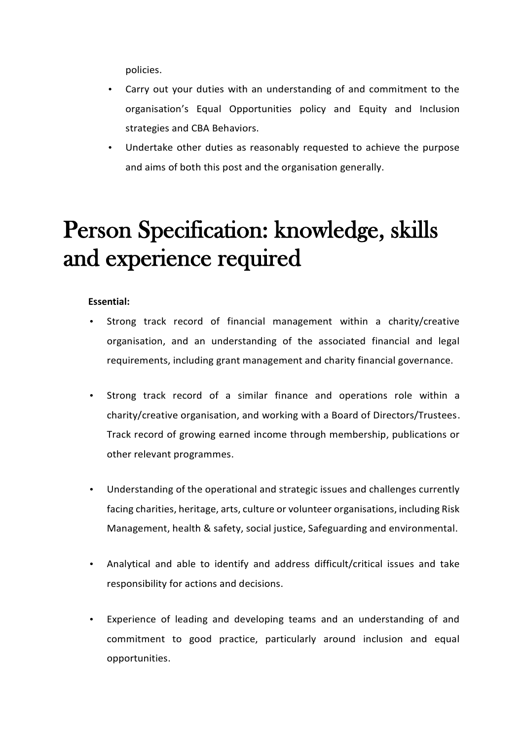policies.

- Carry out your duties with an understanding of and commitment to the organisation's Equal Opportunities policy and Equity and Inclusion strategies and CBA Behaviors.
- Undertake other duties as reasonably requested to achieve the purpose and aims of both this post and the organisation generally.

# Person Specification: knowledge, skills and experience required

**Essential:**

- Strong track record of financial management within a charity/creative organisation, and an understanding of the associated financial and legal requirements, including grant management and charity financial governance.

- Strong track record of a similar finance and operations role within a charity/creative organisation, and working with a Board of Directors/Trustees. Track record of growing earned income through membership, publications or other relevant programmes.

- Understanding of the operational and strategic issues and challenges currently facing charities, heritage, arts, culture or volunteer organisations, including Risk Management, health & safety, social justice, Safeguarding and environmental.

- Analytical and able to identify and address difficult/critical issues and take responsibility for actions and decisions.

- Experience of leading and developing teams and an understanding of and commitment to good practice, particularly around inclusion and equal opportunities.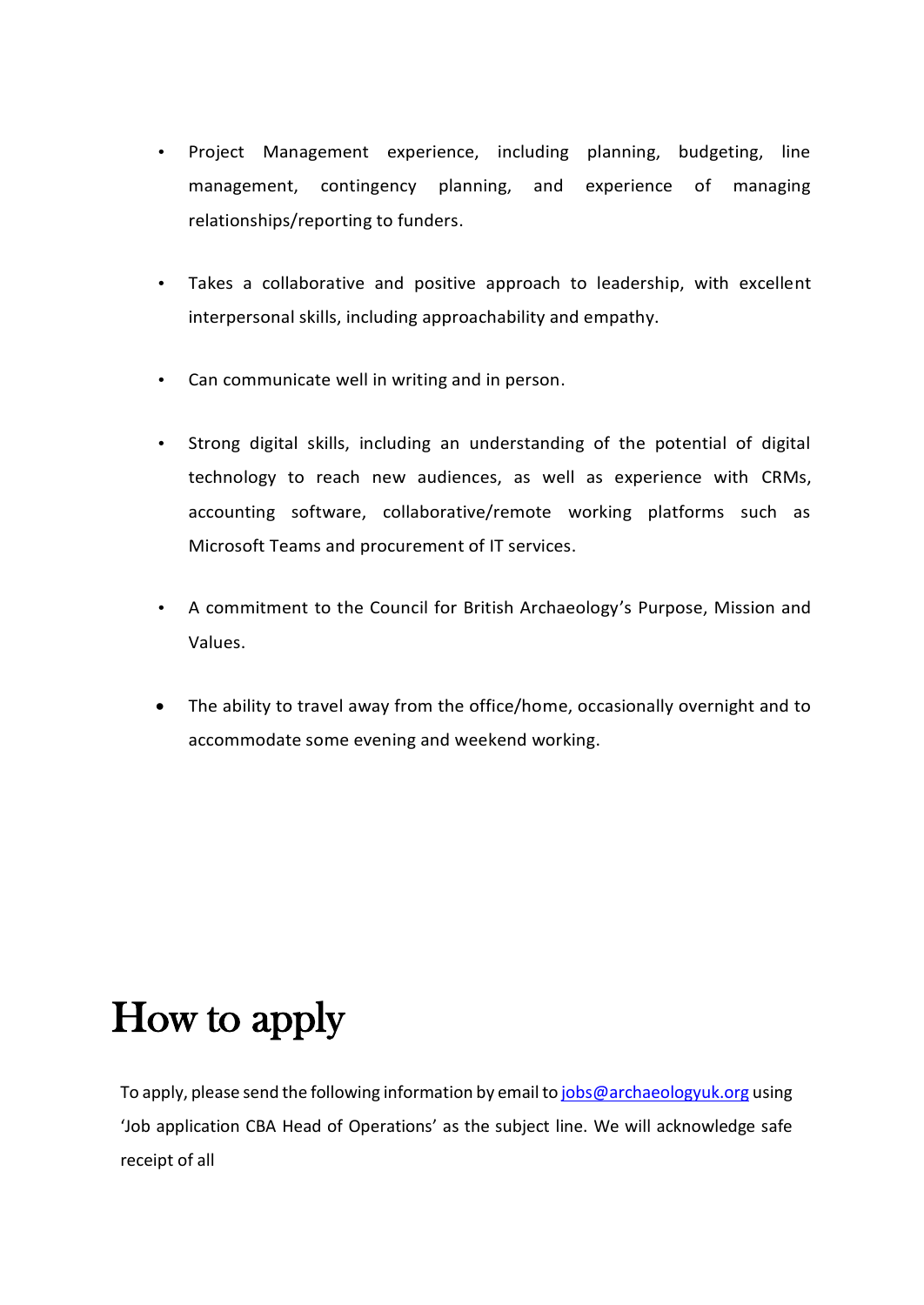- Project Management experience, including planning, budgeting, line management, contingency planning, and experience of managing relationships/reporting to funders.

- Takes a collaborative and positive approach to leadership, with excellent interpersonal skills, including approachability and empathy.

- Can communicate well in writing and in person.

- Strong digital skills, including an understanding of the potential of digital technology to reach new audiences, as well as experience with CRMs, accounting software, collaborative/remote working platforms such as Microsoft Teams and procurement of IT services.

- A commitment to the Council for British Archaeology's Purpose, Mission and Values.

- The ability to travel away from the office/home, occasionally overnight and to accommodate some evening and weekend working.

# How to apply

To apply, please send the following information by email to jobs@archaeologyuk.org using 'Job application CBA Head of Operations' as the subject line. We will acknowledge safe receipt of all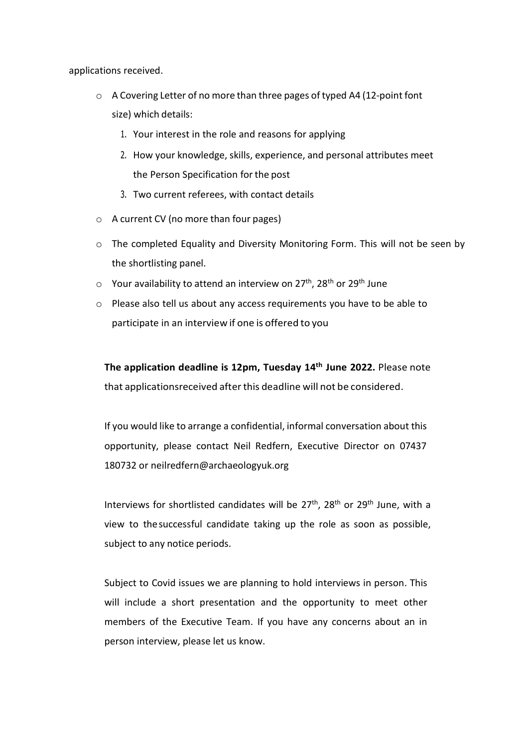applications received.

- A Covering Letter of no more than three pages of typed A4 (12-point font size) which details:
    1. Your interest in the role and reasons for applying
    2. How your knowledge, skills, experience, and personal attributes meet the Person Specification for the post
    3. Two current referees, with contact details
- A current CV (no more than four pages)
- The completed Equality and Diversity Monitoring Form. This will not be seen by the shortlisting panel.
- Your availability to attend an interview on 27th, 28th or 29th June
- Please also tell us about any access requirements you have to be able to participate in an interview if one is offered to you

**The application deadline is 12pm, Tuesday 14th June 2022.** Please note that applicationsreceived after this deadline will not be considered.

If you would like to arrange a confidential, informal conversation about this opportunity, please contact Neil Redfern, Executive Director on 07437 180732 or neilredfern@archaeologyuk.org

Interviews for shortlisted candidates will be 27th, 28th or 29th June, with a view to thesuccessful candidate taking up the role as soon as possible, subject to any notice periods.

Subject to Covid issues we are planning to hold interviews in person. This will include a short presentation and the opportunity to meet other members of the Executive Team. If you have any concerns about an in person interview, please let us know.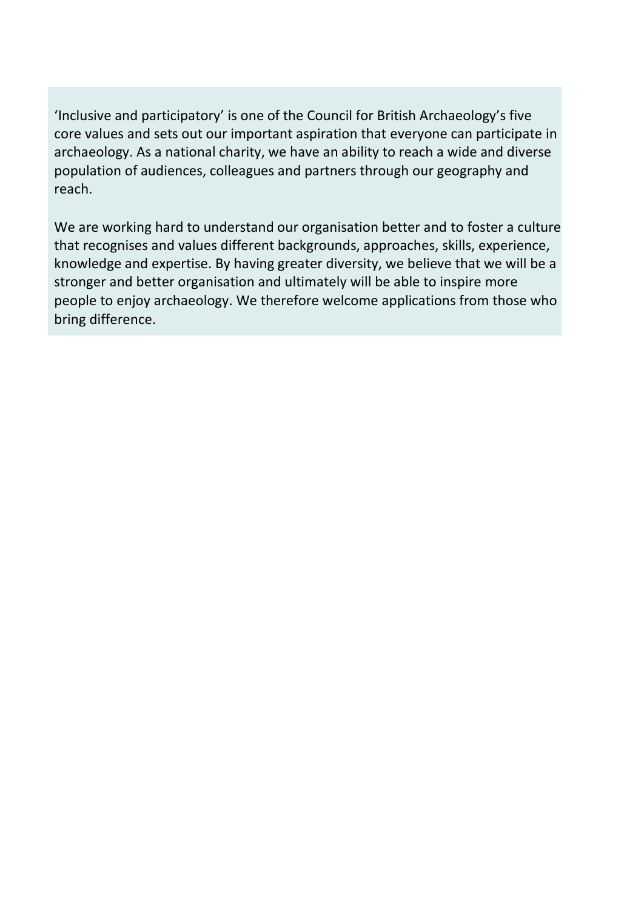'Inclusive and participatory' is one of the Council for British Archaeology's five core values and sets out our important aspiration that everyone can participate in archaeology. As a national charity, we have an ability to reach a wide and diverse population of audiences, colleagues and partners through our geography and reach.

We are working hard to understand our organisation better and to foster a culture that recognises and values different backgrounds, approaches, skills, experience, knowledge and expertise. By having greater diversity, we believe that we will be a stronger and better organisation and ultimately will be able to inspire more people to enjoy archaeology. We therefore welcome applications from those who bring difference.